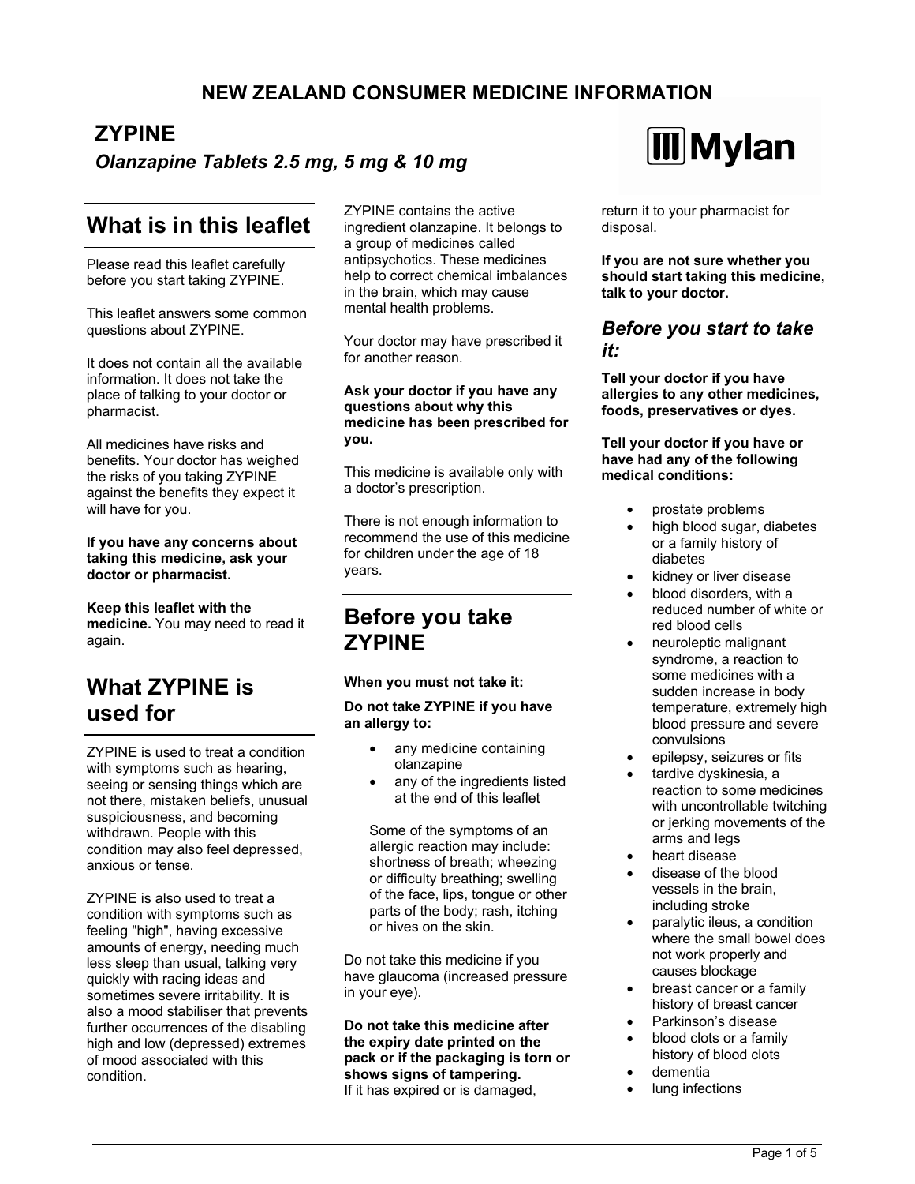# NEW ZEALAND CONSUMER MEDICINE INFORMATION

## ZYPINE

***Olanzapine Tablets 2.5 mg, 5 mg & 10 mg***

Mylan

## What is in this leaflet

Please read this leaflet carefully before you start taking ZYPINE.

This leaflet answers some common questions about ZYPINE.

It does not contain all the available information. It does not take the place of talking to your doctor or pharmacist.

All medicines have risks and benefits. Your doctor has weighed the risks of you taking ZYPINE against the benefits they expect it will have for you.

**If you have any concerns about taking this medicine, ask your doctor or pharmacist.**

**Keep this leaflet with the medicine.** You may need to read it again.

## What ZYPINE is used for

ZYPINE is used to treat a condition with symptoms such as hearing, seeing or sensing things which are not there, mistaken beliefs, unusual suspiciousness, and becoming withdrawn. People with this condition may also feel depressed, anxious or tense.

ZYPINE is also used to treat a condition with symptoms such as feeling "high", having excessive amounts of energy, needing much less sleep than usual, talking very quickly with racing ideas and sometimes severe irritability. It is also a mood stabiliser that prevents further occurrences of the disabling high and low (depressed) extremes of mood associated with this condition.

ZYPINE contains the active ingredient olanzapine. It belongs to a group of medicines called antipsychotics. These medicines help to correct chemical imbalances in the brain, which may cause mental health problems.

Your doctor may have prescribed it for another reason.

**Ask your doctor if you have any questions about why this medicine has been prescribed for you.**

This medicine is available only with a doctor's prescription.

There is not enough information to recommend the use of this medicine for children under the age of 18 years.

## Before you take ZYPINE

**When you must not take it:**

**Do not take ZYPINE if you have an allergy to:**

- any medicine containing olanzapine
- any of the ingredients listed at the end of this leaflet

Some of the symptoms of an allergic reaction may include: shortness of breath; wheezing or difficulty breathing; swelling of the face, lips, tongue or other parts of the body; rash, itching or hives on the skin.

Do not take this medicine if you have glaucoma (increased pressure in your eye).

**Do not take this medicine after the expiry date printed on the pack or if the packaging is torn or shows signs of tampering.**
If it has expired or is damaged, return it to your pharmacist for disposal.

**If you are not sure whether you should start taking this medicine, talk to your doctor.**

### *Before you start to take it:*

**Tell your doctor if you have allergies to any other medicines, foods, preservatives or dyes.**

**Tell your doctor if you have or have had any of the following medical conditions:**

- prostate problems
- high blood sugar, diabetes or a family history of diabetes
- kidney or liver disease
- blood disorders, with a reduced number of white or red blood cells
- neuroleptic malignant syndrome, a reaction to some medicines with a sudden increase in body temperature, extremely high blood pressure and severe convulsions
- epilepsy, seizures or fits
- tardive dyskinesia, a reaction to some medicines with uncontrollable twitching or jerking movements of the arms and legs
- heart disease
- disease of the blood vessels in the brain, including stroke
- paralytic ileus, a condition where the small bowel does not work properly and causes blockage
- breast cancer or a family history of breast cancer
- Parkinson's disease
- blood clots or a family history of blood clots
- dementia
- lung infections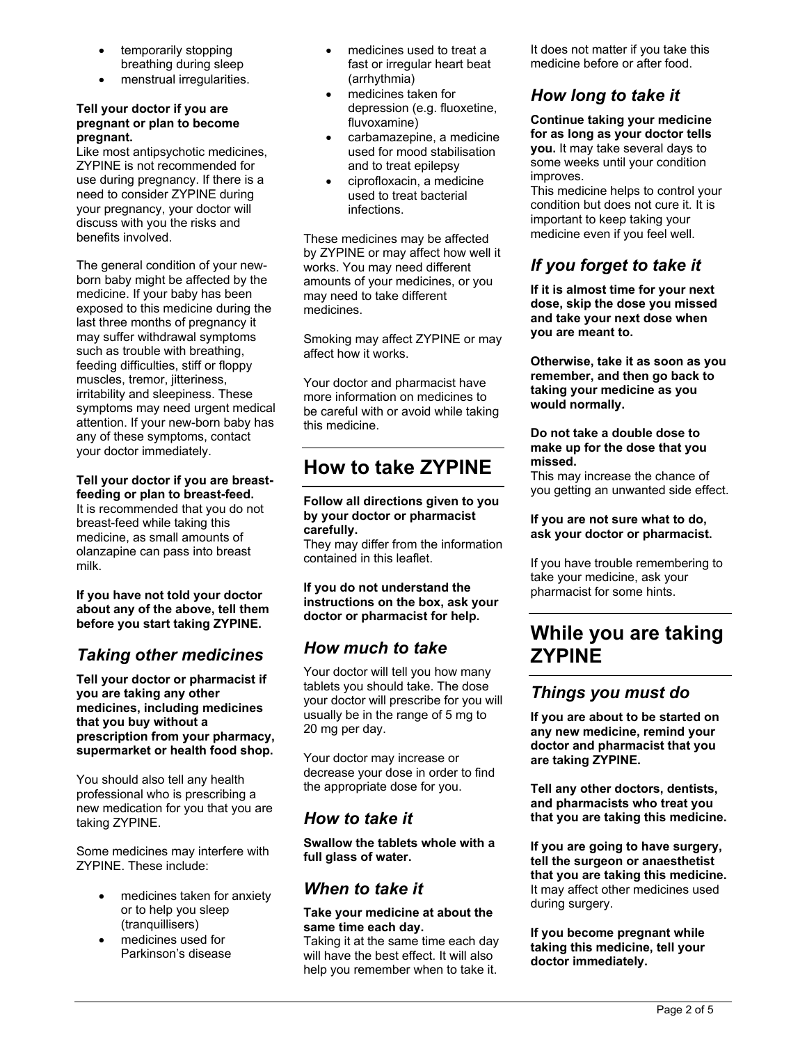- temporarily stopping breathing during sleep
- menstrual irregularities.

**Tell your doctor if you are pregnant or plan to become pregnant.**
Like most antipsychotic medicines, ZYPINE is not recommended for use during pregnancy. If there is a need to consider ZYPINE during your pregnancy, your doctor will discuss with you the risks and benefits involved.

The general condition of your new-born baby might be affected by the medicine. If your baby has been exposed to this medicine during the last three months of pregnancy it may suffer withdrawal symptoms such as trouble with breathing, feeding difficulties, stiff or floppy muscles, tremor, jitteriness, irritability and sleepiness. These symptoms may need urgent medical attention. If your new-born baby has any of these symptoms, contact your doctor immediately.

**Tell your doctor if you are breast-feeding or plan to breast-feed.**
It is recommended that you do not breast-feed while taking this medicine, as small amounts of olanzapine can pass into breast milk.

**If you have not told your doctor about any of the above, tell them before you start taking ZYPINE.**

### *Taking other medicines*

**Tell your doctor or pharmacist if you are taking any other medicines, including medicines that you buy without a prescription from your pharmacy, supermarket or health food shop.**

You should also tell any health professional who is prescribing a new medication for you that you are taking ZYPINE.

Some medicines may interfere with ZYPINE. These include:

- medicines taken for anxiety or to help you sleep (tranquillisers)
- medicines used for Parkinson's disease
- medicines used to treat a fast or irregular heart beat (arrhythmia)
- medicines taken for depression (e.g. fluoxetine, fluvoxamine)
- carbamazepine, a medicine used for mood stabilisation and to treat epilepsy
- ciprofloxacin, a medicine used to treat bacterial infections.

These medicines may be affected by ZYPINE or may affect how well it works. You may need different amounts of your medicines, or you may need to take different medicines.

Smoking may affect ZYPINE or may affect how it works.

Your doctor and pharmacist have more information on medicines to be careful with or avoid while taking this medicine.

## How to take ZYPINE

**Follow all directions given to you by your doctor or pharmacist carefully.**
They may differ from the information contained in this leaflet.

**If you do not understand the instructions on the box, ask your doctor or pharmacist for help.**

### *How much to take*

Your doctor will tell you how many tablets you should take. The dose your doctor will prescribe for you will usually be in the range of 5 mg to 20 mg per day.

Your doctor may increase or decrease your dose in order to find the appropriate dose for you.

### *How to take it*

**Swallow the tablets whole with a full glass of water.**

### *When to take it*

**Take your medicine at about the same time each day.**
Taking it at the same time each day will have the best effect. It will also help you remember when to take it.

It does not matter if you take this medicine before or after food.

### *How long to take it*

**Continue taking your medicine for as long as your doctor tells you.** It may take several days to some weeks until your condition improves.
This medicine helps to control your condition but does not cure it. It is important to keep taking your medicine even if you feel well.

### *If you forget to take it*

**If it is almost time for your next dose, skip the dose you missed and take your next dose when you are meant to.**

**Otherwise, take it as soon as you remember, and then go back to taking your medicine as you would normally.**

**Do not take a double dose to make up for the dose that you missed.**
This may increase the chance of you getting an unwanted side effect.

**If you are not sure what to do, ask your doctor or pharmacist.**

If you have trouble remembering to take your medicine, ask your pharmacist for some hints.

## While you are taking ZYPINE

### *Things you must do*

**If you are about to be started on any new medicine, remind your doctor and pharmacist that you are taking ZYPINE.**

**Tell any other doctors, dentists, and pharmacists who treat you that you are taking this medicine.**

**If you are going to have surgery, tell the surgeon or anaesthetist that you are taking this medicine.** It may affect other medicines used during surgery.

**If you become pregnant while taking this medicine, tell your doctor immediately.**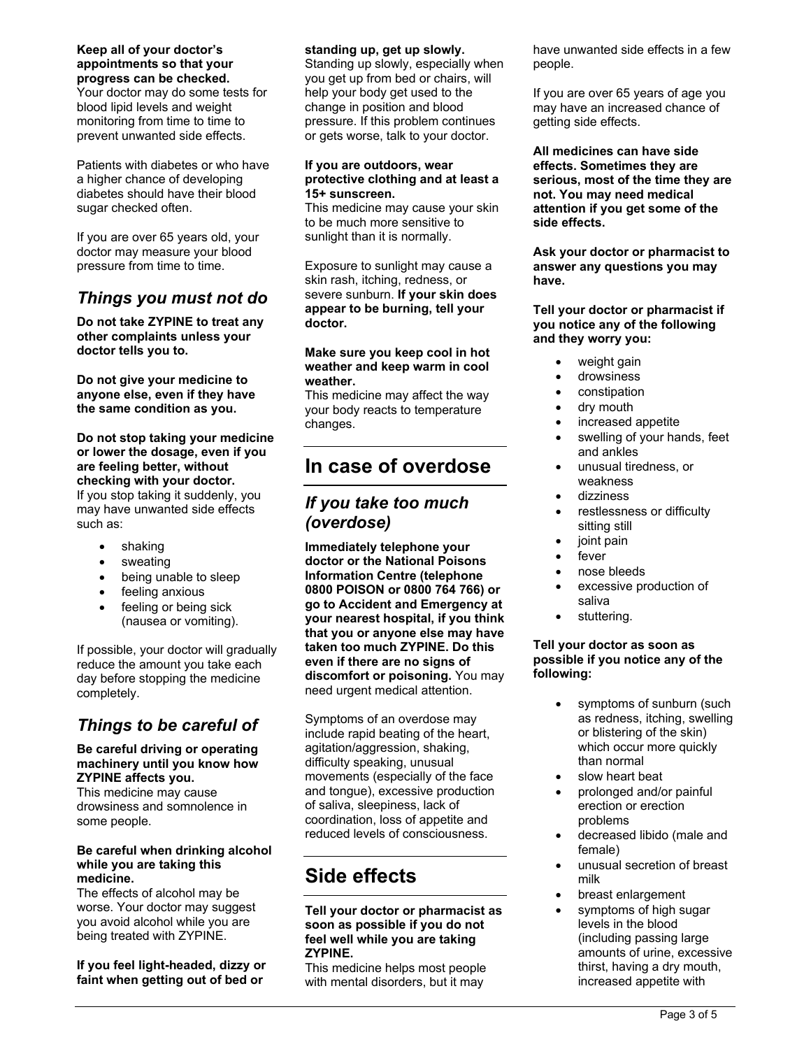**Keep all of your doctor's appointments so that your progress can be checked.**
Your doctor may do some tests for blood lipid levels and weight monitoring from time to time to prevent unwanted side effects.

Patients with diabetes or who have a higher chance of developing diabetes should have their blood sugar checked often.

If you are over 65 years old, your doctor may measure your blood pressure from time to time.

## *Things you must not do*

**Do not take ZYPINE to treat any other complaints unless your doctor tells you to.**

**Do not give your medicine to anyone else, even if they have the same condition as you.**

**Do not stop taking your medicine or lower the dosage, even if you are feeling better, without checking with your doctor.**
If you stop taking it suddenly, you may have unwanted side effects such as:

- shaking
- sweating
- being unable to sleep
- feeling anxious
- feeling or being sick (nausea or vomiting).

If possible, your doctor will gradually reduce the amount you take each day before stopping the medicine completely.

## *Things to be careful of*

**Be careful driving or operating machinery until you know how ZYPINE affects you.**
This medicine may cause drowsiness and somnolence in some people.

**Be careful when drinking alcohol while you are taking this medicine.**
The effects of alcohol may be worse. Your doctor may suggest you avoid alcohol while you are being treated with ZYPINE.

**If you feel light-headed, dizzy or faint when getting out of bed or standing up, get up slowly.**
Standing up slowly, especially when you get up from bed or chairs, will help your body get used to the change in position and blood pressure. If this problem continues or gets worse, talk to your doctor.

**If you are outdoors, wear protective clothing and at least a 15+ sunscreen.**
This medicine may cause your skin to be much more sensitive to sunlight than it is normally.

Exposure to sunlight may cause a skin rash, itching, redness, or severe sunburn. **If your skin does appear to be burning, tell your doctor.**

**Make sure you keep cool in hot weather and keep warm in cool weather.**
This medicine may affect the way your body reacts to temperature changes.

# In case of overdose

## *If you take too much (overdose)*

**Immediately telephone your doctor or the National Poisons Information Centre (telephone 0800 POISON or 0800 764 766) or go to Accident and Emergency at your nearest hospital, if you think that you or anyone else may have taken too much ZYPINE. Do this even if there are no signs of discomfort or poisoning.** You may need urgent medical attention.

Symptoms of an overdose may include rapid beating of the heart, agitation/aggression, shaking, difficulty speaking, unusual movements (especially of the face and tongue), excessive production of saliva, sleepiness, lack of coordination, loss of appetite and reduced levels of consciousness.

# Side effects

**Tell your doctor or pharmacist as soon as possible if you do not feel well while you are taking ZYPINE.**
This medicine helps most people with mental disorders, but it may have unwanted side effects in a few people.

If you are over 65 years of age you may have an increased chance of getting side effects.

**All medicines can have side effects. Sometimes they are serious, most of the time they are not. You may need medical attention if you get some of the side effects.**

**Ask your doctor or pharmacist to answer any questions you may have.**

**Tell your doctor or pharmacist if you notice any of the following and they worry you:**

- weight gain
- drowsiness
- constipation
- dry mouth
- increased appetite
- swelling of your hands, feet and ankles
- unusual tiredness, or weakness
- dizziness
- restlessness or difficulty sitting still
- joint pain
- fever
- nose bleeds
- excessive production of saliva
- stuttering.

**Tell your doctor as soon as possible if you notice any of the following:**

- symptoms of sunburn (such as redness, itching, swelling or blistering of the skin) which occur more quickly than normal
- slow heart beat
- prolonged and/or painful erection or erection problems
- decreased libido (male and female)
- unusual secretion of breast milk
- breast enlargement
- symptoms of high sugar levels in the blood (including passing large amounts of urine, excessive thirst, having a dry mouth, increased appetite with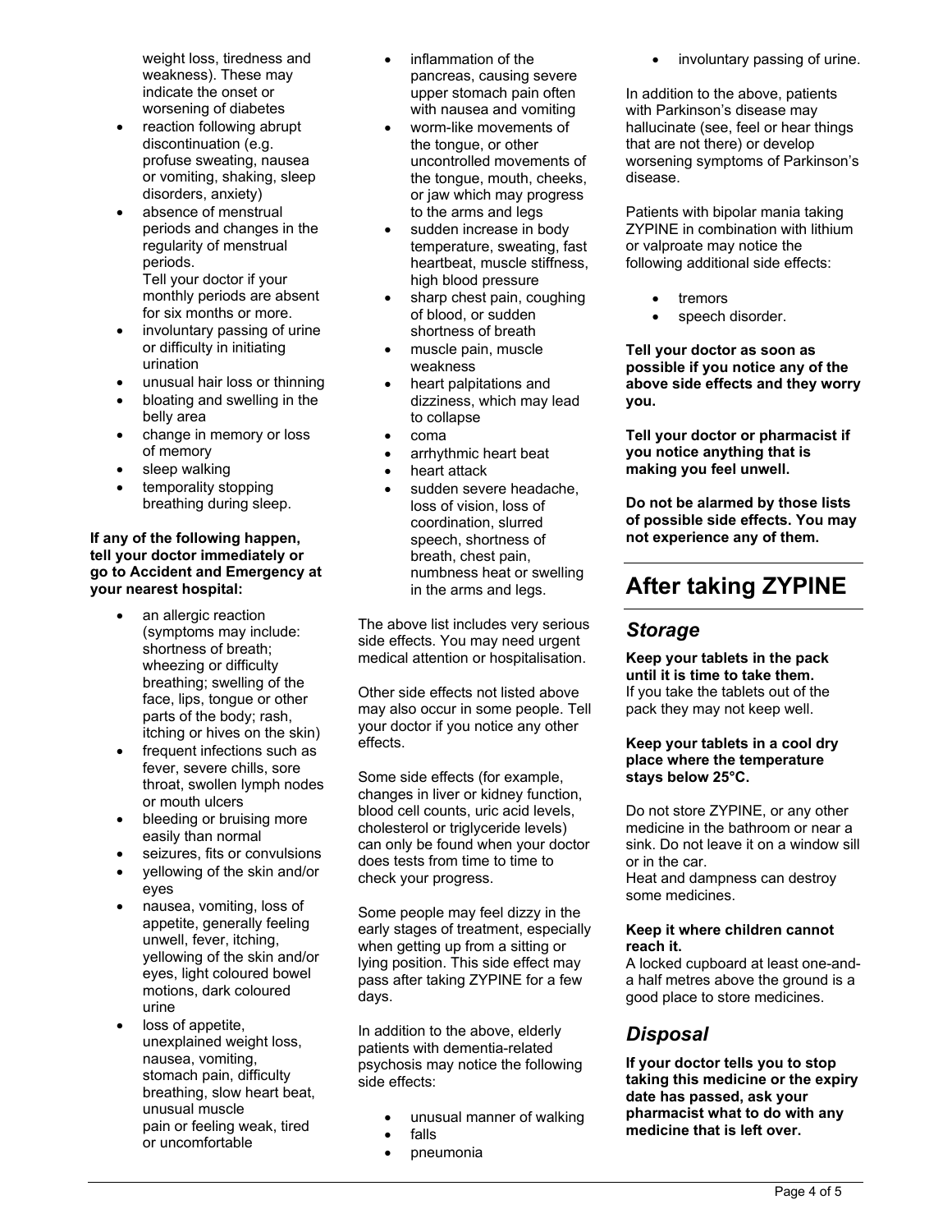weight loss, tiredness and weakness). These may indicate the onset or worsening of diabetes
- reaction following abrupt discontinuation (e.g. profuse sweating, nausea or vomiting, shaking, sleep disorders, anxiety)
- absence of menstrual periods and changes in the regularity of menstrual periods.
  Tell your doctor if your monthly periods are absent for six months or more.
- involuntary passing of urine or difficulty in initiating urination
- unusual hair loss or thinning
- bloating and swelling in the belly area
- change in memory or loss of memory
- sleep walking
- temporality stopping breathing during sleep.

**If any of the following happen, tell your doctor immediately or go to Accident and Emergency at your nearest hospital:**

- an allergic reaction (symptoms may include: shortness of breath; wheezing or difficulty breathing; swelling of the face, lips, tongue or other parts of the body; rash, itching or hives on the skin)
- frequent infections such as fever, severe chills, sore throat, swollen lymph nodes or mouth ulcers
- bleeding or bruising more easily than normal
- seizures, fits or convulsions
- yellowing of the skin and/or eyes
- nausea, vomiting, loss of appetite, generally feeling unwell, fever, itching, yellowing of the skin and/or eyes, light coloured bowel motions, dark coloured urine
- loss of appetite, unexplained weight loss, nausea, vomiting, stomach pain, difficulty breathing, slow heart beat, unusual muscle pain or feeling weak, tired or uncomfortable
- inflammation of the pancreas, causing severe upper stomach pain often with nausea and vomiting
- worm-like movements of the tongue, or other uncontrolled movements of the tongue, mouth, cheeks, or jaw which may progress to the arms and legs
- sudden increase in body temperature, sweating, fast heartbeat, muscle stiffness, high blood pressure
- sharp chest pain, coughing of blood, or sudden shortness of breath
- muscle pain, muscle weakness
- heart palpitations and dizziness, which may lead to collapse
- coma
- arrhythmic heart beat
- heart attack
- sudden severe headache, loss of vision, loss of coordination, slurred speech, shortness of breath, chest pain, numbness heat or swelling in the arms and legs.

The above list includes very serious side effects. You may need urgent medical attention or hospitalisation.

Other side effects not listed above may also occur in some people. Tell your doctor if you notice any other effects.

Some side effects (for example, changes in liver or kidney function, blood cell counts, uric acid levels, cholesterol or triglyceride levels) can only be found when your doctor does tests from time to time to check your progress.

Some people may feel dizzy in the early stages of treatment, especially when getting up from a sitting or lying position. This side effect may pass after taking ZYPINE for a few days.

In addition to the above, elderly patients with dementia-related psychosis may notice the following side effects:

- unusual manner of walking
- falls
- pneumonia
- involuntary passing of urine.

In addition to the above, patients with Parkinson's disease may hallucinate (see, feel or hear things that are not there) or develop worsening symptoms of Parkinson's disease.

Patients with bipolar mania taking ZYPINE in combination with lithium or valproate may notice the following additional side effects:

- tremors
- speech disorder.

**Tell your doctor as soon as possible if you notice any of the above side effects and they worry you.**

**Tell your doctor or pharmacist if you notice anything that is making you feel unwell.**

**Do not be alarmed by those lists of possible side effects. You may not experience any of them.**

# After taking ZYPINE

## *Storage*

**Keep your tablets in the pack until it is time to take them.**
If you take the tablets out of the pack they may not keep well.

**Keep your tablets in a cool dry place where the temperature stays below 25°C.**

Do not store ZYPINE, or any other medicine in the bathroom or near a sink. Do not leave it on a window sill or in the car.
Heat and dampness can destroy some medicines.

**Keep it where children cannot reach it.**
A locked cupboard at least one-and-a half metres above the ground is a good place to store medicines.

## *Disposal*

**If your doctor tells you to stop taking this medicine or the expiry date has passed, ask your pharmacist what to do with any medicine that is left over.**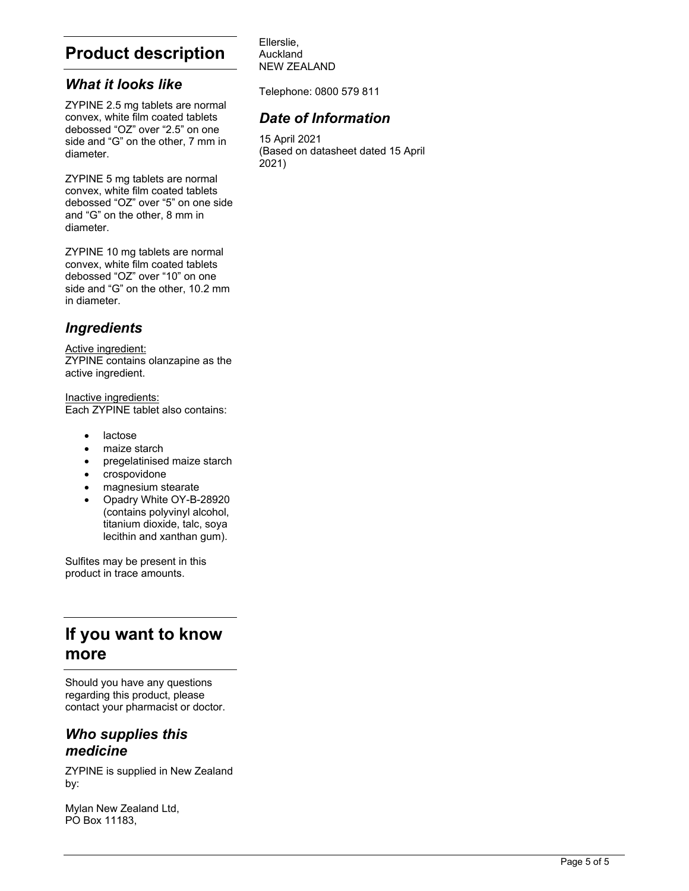# Product description

## *What it looks like*

ZYPINE 2.5 mg tablets are normal convex, white film coated tablets debossed "OZ" over "2.5" on one side and "G" on the other, 7 mm in diameter.

ZYPINE 5 mg tablets are normal convex, white film coated tablets debossed "OZ" over "5" on one side and "G" on the other, 8 mm in diameter.

ZYPINE 10 mg tablets are normal convex, white film coated tablets debossed "OZ" over "10" on one side and "G" on the other, 10.2 mm in diameter.

## *Ingredients*

Active ingredient:
ZYPINE contains olanzapine as the active ingredient.

Inactive ingredients:
Each ZYPINE tablet also contains:

- lactose
- maize starch
- pregelatinised maize starch
- crospovidone
- magnesium stearate
- Opadry White OY-B-28920 (contains polyvinyl alcohol, titanium dioxide, talc, soya lecithin and xanthan gum).

Sulfites may be present in this product in trace amounts.

# If you want to know more

Should you have any questions regarding this product, please contact your pharmacist or doctor.

## *Who supplies this medicine*

ZYPINE is supplied in New Zealand by:

Mylan New Zealand Ltd,
PO Box 11183,
Ellerslie,
Auckland
NEW ZEALAND

Telephone: 0800 579 811

## *Date of Information*

15 April 2021
(Based on datasheet dated 15 April 2021)